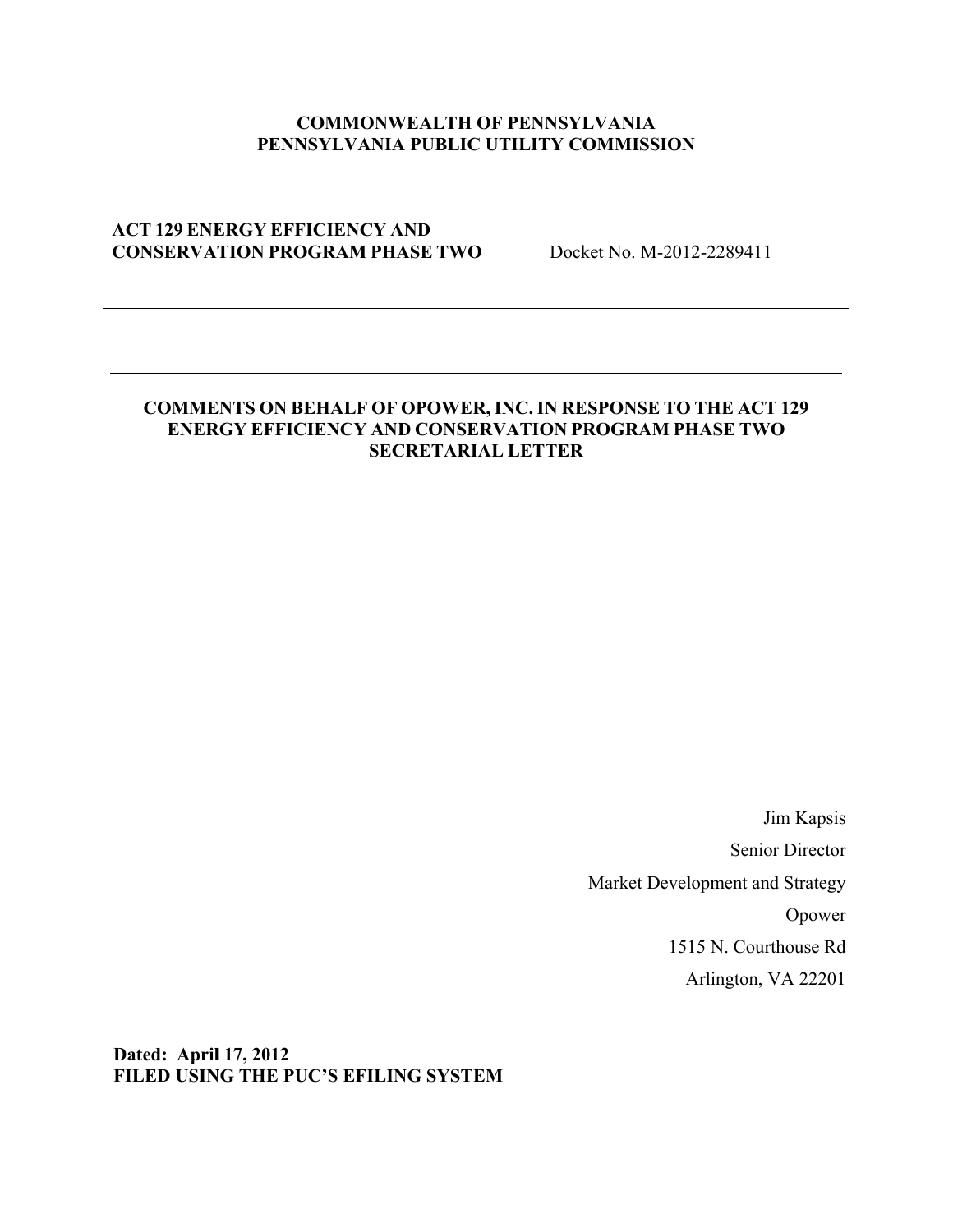**COMMONWEALTH OF PENNSYLVANIA**
**PENNSYLVANIA PUBLIC UTILITY COMMISSION**

| **ACT 129 ENERGY EFFICIENCY AND CONSERVATION PROGRAM PHASE TWO** | Docket No. M-2012-2289411 |
|---|---|

---

**COMMENTS ON BEHALF OF OPOWER, INC. IN RESPONSE TO THE ACT 129 ENERGY EFFICIENCY AND CONSERVATION PROGRAM PHASE TWO SECRETARIAL LETTER**

---

Jim Kapsis
Senior Director
Market Development and Strategy
Opower
1515 N. Courthouse Rd
Arlington, VA 22201

**Dated: April 17, 2012**
**FILED USING THE PUC'S EFILING SYSTEM**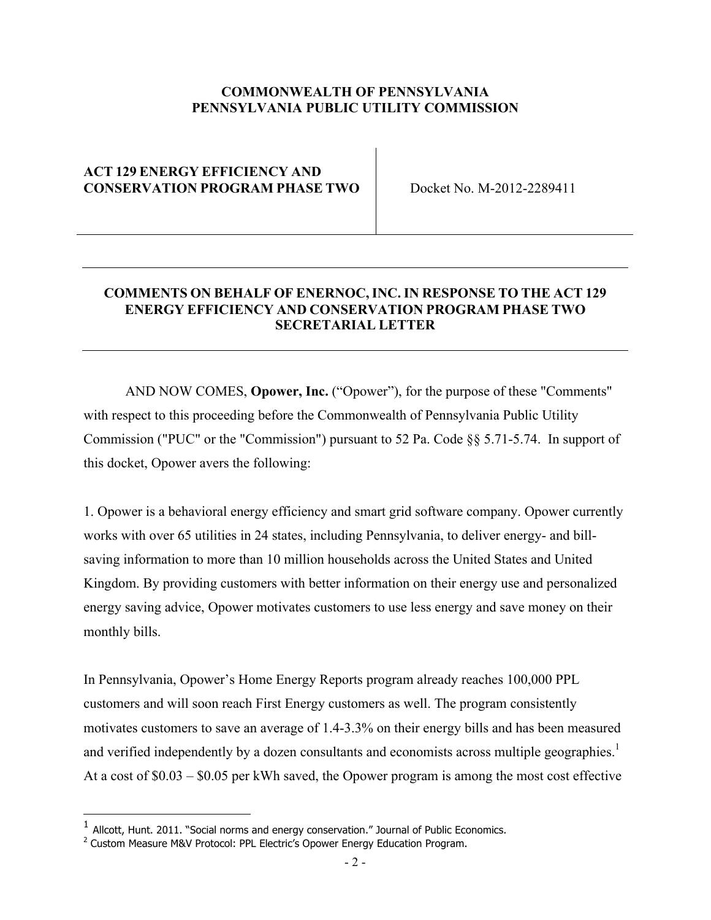**COMMONWEALTH OF PENNSYLVANIA**
**PENNSYLVANIA PUBLIC UTILITY COMMISSION**

| **ACT 129 ENERGY EFFICIENCY AND CONSERVATION PROGRAM PHASE TWO** | Docket No. M-2012-2289411 |
| --- | --- |

**COMMENTS ON BEHALF OF ENERNOC, INC. IN RESPONSE TO THE ACT 129 ENERGY EFFICIENCY AND CONSERVATION PROGRAM PHASE TWO SECRETARIAL LETTER**

AND NOW COMES, **Opower, Inc.** ("Opower"), for the purpose of these "Comments" with respect to this proceeding before the Commonwealth of Pennsylvania Public Utility Commission ("PUC" or the "Commission") pursuant to 52 Pa. Code §§ 5.71-5.74. In support of this docket, Opower avers the following:

1. Opower is a behavioral energy efficiency and smart grid software company. Opower currently works with over 65 utilities in 24 states, including Pennsylvania, to deliver energy- and bill-saving information to more than 10 million households across the United States and United Kingdom. By providing customers with better information on their energy use and personalized energy saving advice, Opower motivates customers to use less energy and save money on their monthly bills.

In Pennsylvania, Opower's Home Energy Reports program already reaches 100,000 PPL customers and will soon reach First Energy customers as well. The program consistently motivates customers to save an average of 1.4-3.3% on their energy bills and has been measured and verified independently by a dozen consultants and economists across multiple geographies.[1] At a cost of \$0.03 – \$0.05 per kWh saved, the Opower program is among the most cost effective

[1] Allcott, Hunt. 2011. "Social norms and energy conservation." Journal of Public Economics.

[2] Custom Measure M&V Protocol: PPL Electric's Opower Energy Education Program.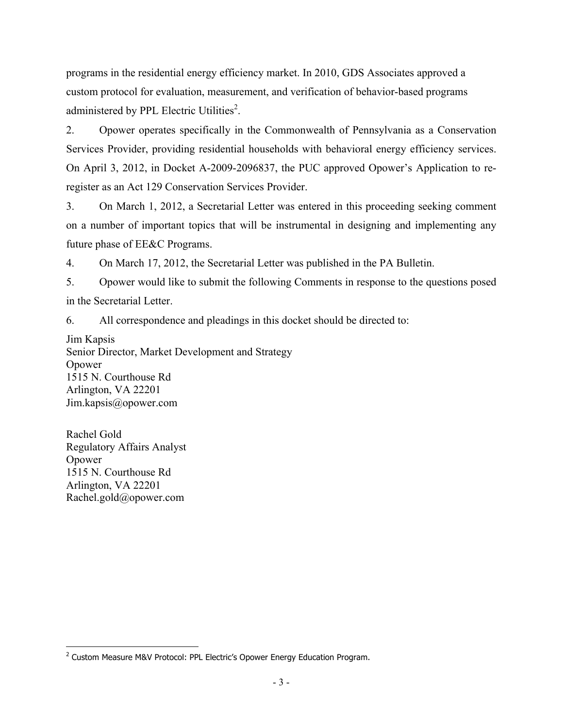programs in the residential energy efficiency market. In 2010, GDS Associates approved a custom protocol for evaluation, measurement, and verification of behavior-based programs administered by PPL Electric Utilities[2].

2. Opower operates specifically in the Commonwealth of Pennsylvania as a Conservation Services Provider, providing residential households with behavioral energy efficiency services. On April 3, 2012, in Docket A-2009-2096837, the PUC approved Opower's Application to re-register as an Act 129 Conservation Services Provider.

3. On March 1, 2012, a Secretarial Letter was entered in this proceeding seeking comment on a number of important topics that will be instrumental in designing and implementing any future phase of EE&C Programs.

4. On March 17, 2012, the Secretarial Letter was published in the PA Bulletin.

5. Opower would like to submit the following Comments in response to the questions posed in the Secretarial Letter.

6. All correspondence and pleadings in this docket should be directed to:

Jim Kapsis
Senior Director, Market Development and Strategy
Opower
1515 N. Courthouse Rd
Arlington, VA 22201
Jim.kapsis@opower.com

Rachel Gold
Regulatory Affairs Analyst
Opower
1515 N. Courthouse Rd
Arlington, VA 22201
Rachel.gold@opower.com

---

[2] Custom Measure M&V Protocol: PPL Electric's Opower Energy Education Program.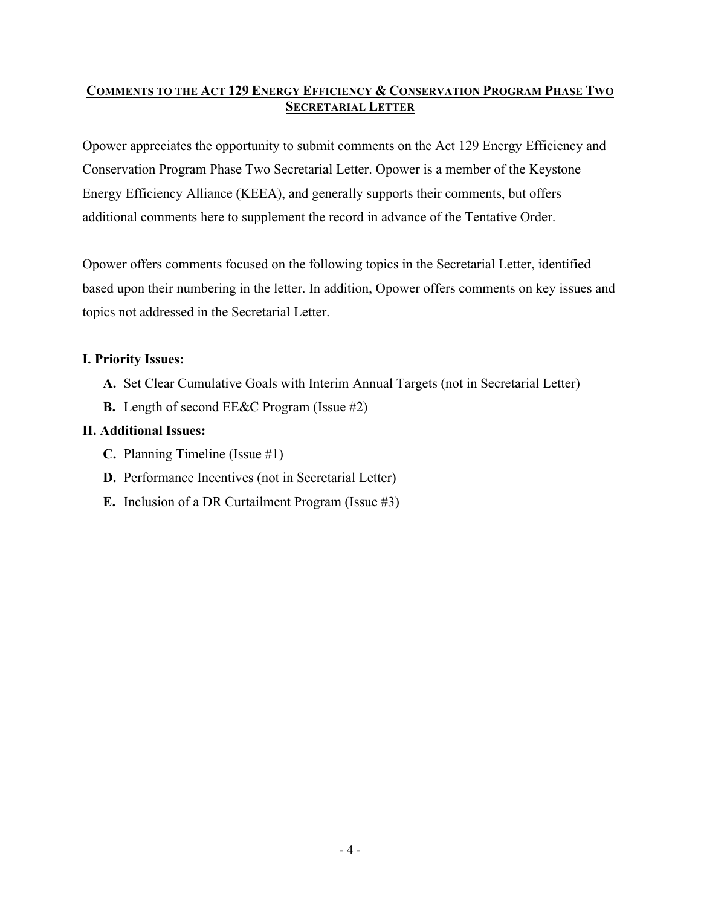## COMMENTS TO THE ACT 129 ENERGY EFFICIENCY & CONSERVATION PROGRAM PHASE TWO SECRETARIAL LETTER

Opower appreciates the opportunity to submit comments on the Act 129 Energy Efficiency and Conservation Program Phase Two Secretarial Letter. Opower is a member of the Keystone Energy Efficiency Alliance (KEEA), and generally supports their comments, but offers additional comments here to supplement the record in advance of the Tentative Order.

Opower offers comments focused on the following topics in the Secretarial Letter, identified based upon their numbering in the letter. In addition, Opower offers comments on key issues and topics not addressed in the Secretarial Letter.

**I. Priority Issues:**

- **A.** Set Clear Cumulative Goals with Interim Annual Targets (not in Secretarial Letter)
- **B.** Length of second EE&C Program (Issue #2)

**II. Additional Issues:**

- **C.** Planning Timeline (Issue #1)
- **D.** Performance Incentives (not in Secretarial Letter)
- **E.** Inclusion of a DR Curtailment Program (Issue #3)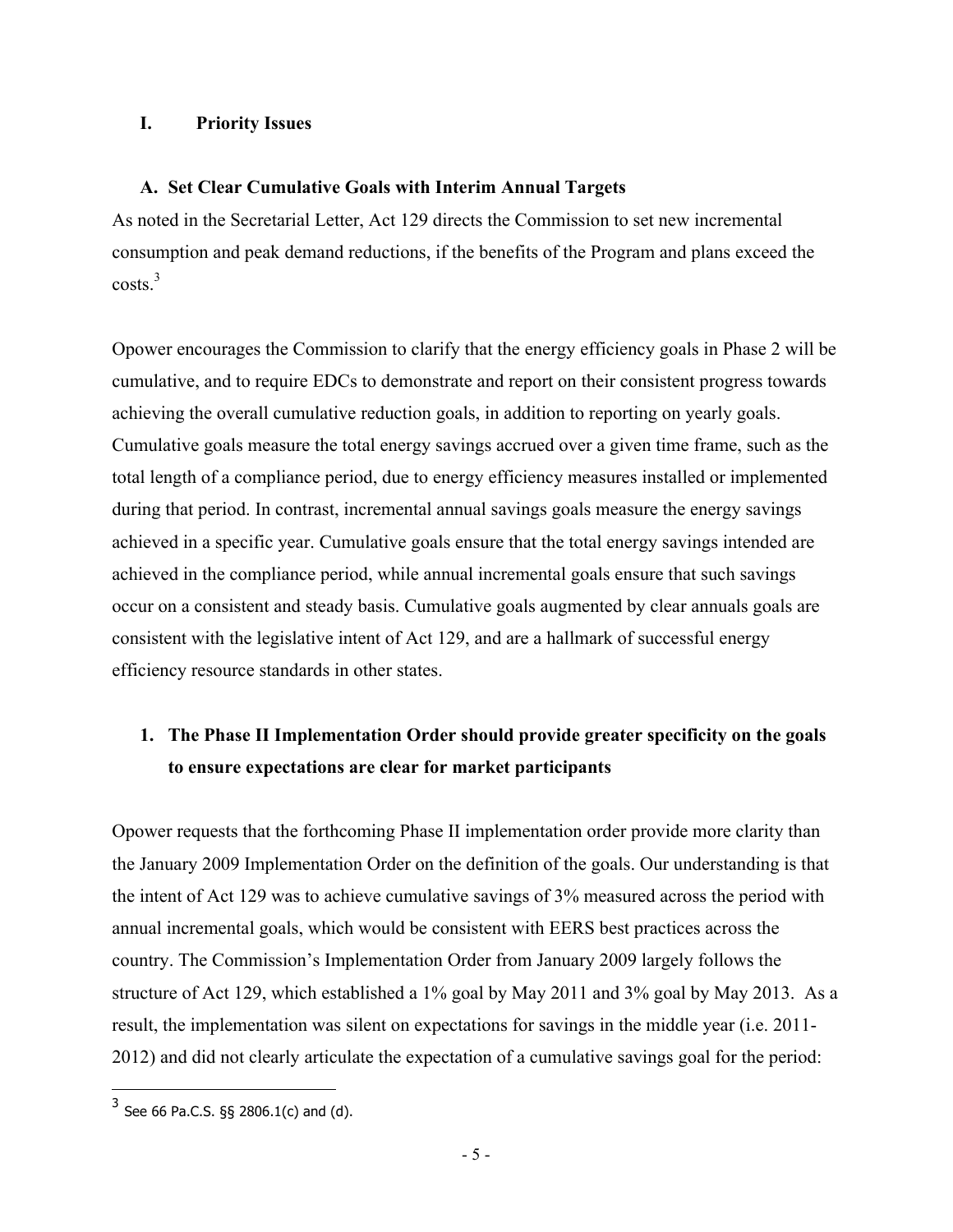## I. Priority Issues

### A. Set Clear Cumulative Goals with Interim Annual Targets

As noted in the Secretarial Letter, Act 129 directs the Commission to set new incremental consumption and peak demand reductions, if the benefits of the Program and plans exceed the costs.[3]

Opower encourages the Commission to clarify that the energy efficiency goals in Phase 2 will be cumulative, and to require EDCs to demonstrate and report on their consistent progress towards achieving the overall cumulative reduction goals, in addition to reporting on yearly goals. Cumulative goals measure the total energy savings accrued over a given time frame, such as the total length of a compliance period, due to energy efficiency measures installed or implemented during that period. In contrast, incremental annual savings goals measure the energy savings achieved in a specific year. Cumulative goals ensure that the total energy savings intended are achieved in the compliance period, while annual incremental goals ensure that such savings occur on a consistent and steady basis. Cumulative goals augmented by clear annuals goals are consistent with the legislative intent of Act 129, and are a hallmark of successful energy efficiency resource standards in other states.

#### 1. The Phase II Implementation Order should provide greater specificity on the goals to ensure expectations are clear for market participants

Opower requests that the forthcoming Phase II implementation order provide more clarity than the January 2009 Implementation Order on the definition of the goals. Our understanding is that the intent of Act 129 was to achieve cumulative savings of 3% measured across the period with annual incremental goals, which would be consistent with EERS best practices across the country. The Commission's Implementation Order from January 2009 largely follows the structure of Act 129, which established a 1% goal by May 2011 and 3% goal by May 2013. As a result, the implementation was silent on expectations for savings in the middle year (i.e. 2011-2012) and did not clearly articulate the expectation of a cumulative savings goal for the period:

[3] See 66 Pa.C.S. §§ 2806.1(c) and (d).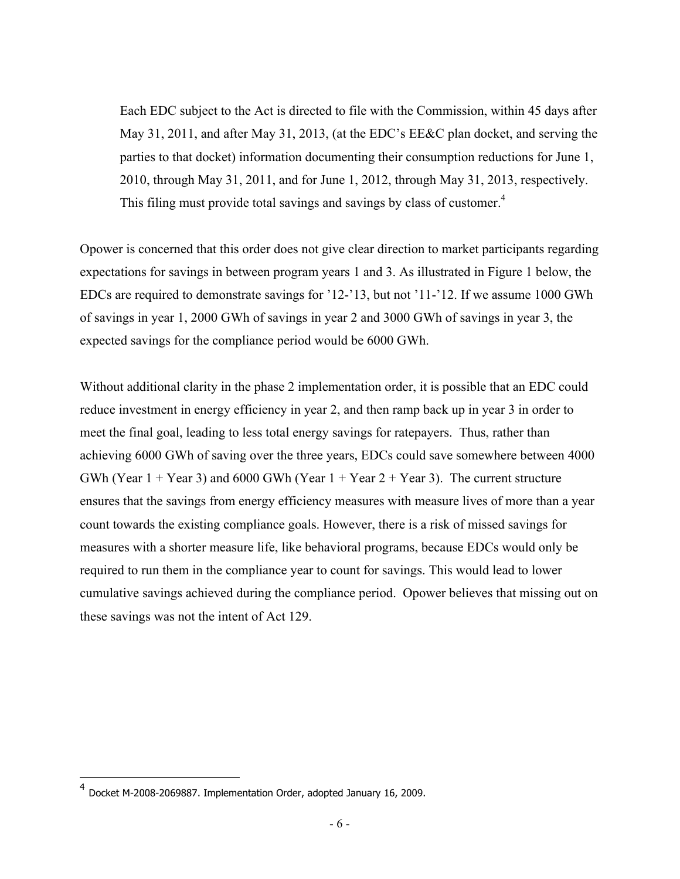> Each EDC subject to the Act is directed to file with the Commission, within 45 days after May 31, 2011, and after May 31, 2013, (at the EDC's EE&C plan docket, and serving the parties to that docket) information documenting their consumption reductions for June 1, 2010, through May 31, 2011, and for June 1, 2012, through May 31, 2013, respectively. This filing must provide total savings and savings by class of customer.[4]

Opower is concerned that this order does not give clear direction to market participants regarding expectations for savings in between program years 1 and 3. As illustrated in Figure 1 below, the EDCs are required to demonstrate savings for '12-'13, but not '11-'12. If we assume 1000 GWh of savings in year 1, 2000 GWh of savings in year 2 and 3000 GWh of savings in year 3, the expected savings for the compliance period would be 6000 GWh.

Without additional clarity in the phase 2 implementation order, it is possible that an EDC could reduce investment in energy efficiency in year 2, and then ramp back up in year 3 in order to meet the final goal, leading to less total energy savings for ratepayers. Thus, rather than achieving 6000 GWh of saving over the three years, EDCs could save somewhere between 4000 GWh (Year 1 + Year 3) and 6000 GWh (Year 1 + Year 2 + Year 3). The current structure ensures that the savings from energy efficiency measures with measure lives of more than a year count towards the existing compliance goals. However, there is a risk of missed savings for measures with a shorter measure life, like behavioral programs, because EDCs would only be required to run them in the compliance year to count for savings. This would lead to lower cumulative savings achieved during the compliance period. Opower believes that missing out on these savings was not the intent of Act 129.

---

[4] Docket M-2008-2069887. Implementation Order, adopted January 16, 2009.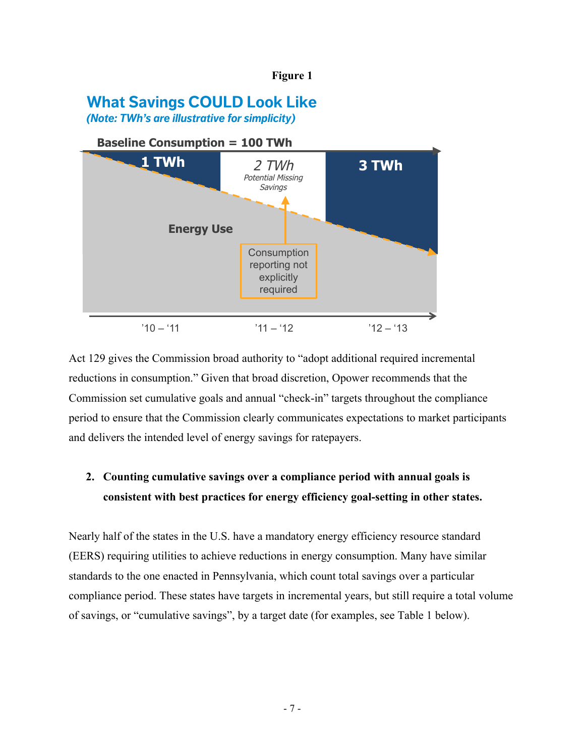**Figure 1**

**What Savings COULD Look Like**
*(Note: TWh's are illustrative for simplicity)*

**Baseline Consumption = 100 TWh**

| '10 – '11 | '11 – '12 | '12 – '13 |
| --- | --- | --- |
| 1 TWh | 2 TWh (Potential Missing Savings) | 3 TWh |

Energy Use

Consumption reporting not explicitly required

Act 129 gives the Commission broad authority to "adopt additional required incremental reductions in consumption." Given that broad discretion, Opower recommends that the Commission set cumulative goals and annual "check-in" targets throughout the compliance period to ensure that the Commission clearly communicates expectations to market participants and delivers the intended level of energy savings for ratepayers.

2. **Counting cumulative savings over a compliance period with annual goals is consistent with best practices for energy efficiency goal-setting in other states.**

Nearly half of the states in the U.S. have a mandatory energy efficiency resource standard (EERS) requiring utilities to achieve reductions in energy consumption. Many have similar standards to the one enacted in Pennsylvania, which count total savings over a particular compliance period. These states have targets in incremental years, but still require a total volume of savings, or "cumulative savings", by a target date (for examples, see Table 1 below).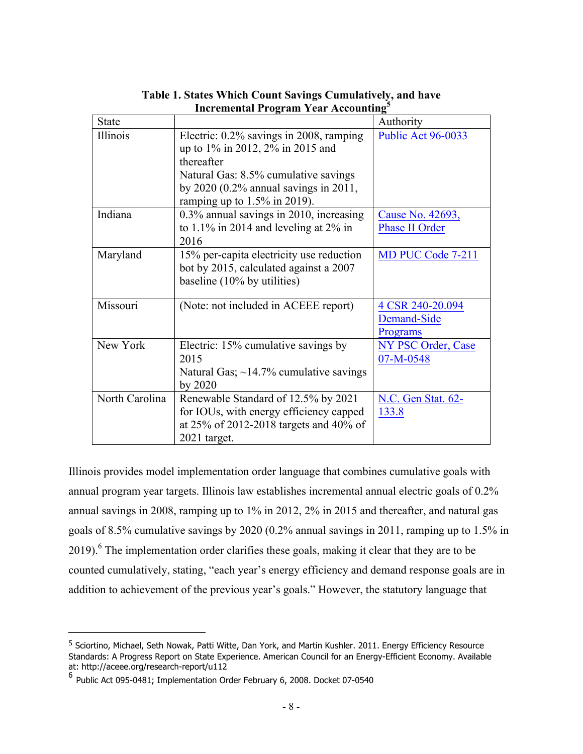**Table 1. States Which Count Savings Cumulatively, and have Incremental Program Year Accounting**[5]

| State | | Authority |
|---|---|---|
| Illinois | Electric: 0.2% savings in 2008, ramping up to 1% in 2012, 2% in 2015 and thereafter<br>Natural Gas: 8.5% cumulative savings by 2020 (0.2% annual savings in 2011, ramping up to 1.5% in 2019). | Public Act 96-0033 |
| Indiana | 0.3% annual savings in 2010, increasing to 1.1% in 2014 and leveling at 2% in 2016 | Cause No. 42693, Phase II Order |
| Maryland | 15% per-capita electricity use reduction bot by 2015, calculated against a 2007 baseline (10% by utilities) | MD PUC Code 7-211 |
| Missouri | (Note: not included in ACEEE report) | 4 CSR 240-20.094 Demand-Side Programs |
| New York | Electric: 15% cumulative savings by 2015<br>Natural Gas; ~14.7% cumulative savings by 2020 | NY PSC Order, Case 07-M-0548 |
| North Carolina | Renewable Standard of 12.5% by 2021 for IOUs, with energy efficiency capped at 25% of 2012-2018 targets and 40% of 2021 target. | N.C. Gen Stat. 62-133.8 |

Illinois provides model implementation order language that combines cumulative goals with annual program year targets. Illinois law establishes incremental annual electric goals of 0.2% annual savings in 2008, ramping up to 1% in 2012, 2% in 2015 and thereafter, and natural gas goals of 8.5% cumulative savings by 2020 (0.2% annual savings in 2011, ramping up to 1.5% in 2019).[6] The implementation order clarifies these goals, making it clear that they are to be counted cumulatively, stating, "each year's energy efficiency and demand response goals are in addition to achievement of the previous year's goals." However, the statutory language that

---

[5] Sciortino, Michael, Seth Nowak, Patti Witte, Dan York, and Martin Kushler. 2011. Energy Efficiency Resource Standards: A Progress Report on State Experience. American Council for an Energy-Efficient Economy. Available at: http://aceee.org/research-report/u112

[6] Public Act 095-0481; Implementation Order February 6, 2008. Docket 07-0540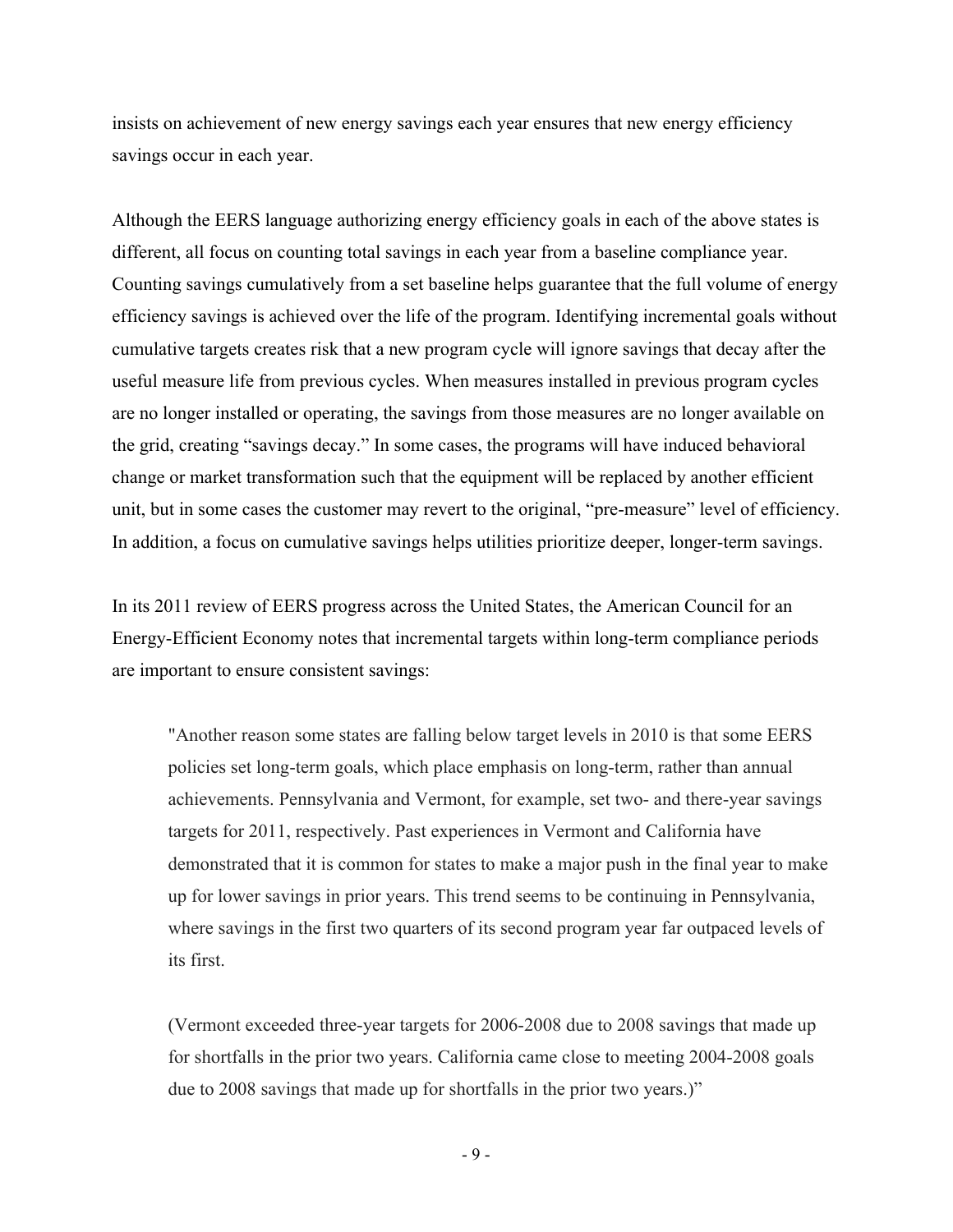insists on achievement of new energy savings each year ensures that new energy efficiency savings occur in each year.

Although the EERS language authorizing energy efficiency goals in each of the above states is different, all focus on counting total savings in each year from a baseline compliance year. Counting savings cumulatively from a set baseline helps guarantee that the full volume of energy efficiency savings is achieved over the life of the program. Identifying incremental goals without cumulative targets creates risk that a new program cycle will ignore savings that decay after the useful measure life from previous cycles. When measures installed in previous program cycles are no longer installed or operating, the savings from those measures are no longer available on the grid, creating "savings decay." In some cases, the programs will have induced behavioral change or market transformation such that the equipment will be replaced by another efficient unit, but in some cases the customer may revert to the original, "pre-measure" level of efficiency. In addition, a focus on cumulative savings helps utilities prioritize deeper, longer-term savings.

In its 2011 review of EERS progress across the United States, the American Council for an Energy-Efficient Economy notes that incremental targets within long-term compliance periods are important to ensure consistent savings:

> "Another reason some states are falling below target levels in 2010 is that some EERS policies set long-term goals, which place emphasis on long-term, rather than annual achievements. Pennsylvania and Vermont, for example, set two- and there-year savings targets for 2011, respectively. Past experiences in Vermont and California have demonstrated that it is common for states to make a major push in the final year to make up for lower savings in prior years. This trend seems to be continuing in Pennsylvania, where savings in the first two quarters of its second program year far outpaced levels of its first.
>
> (Vermont exceeded three-year targets for 2006-2008 due to 2008 savings that made up for shortfalls in the prior two years. California came close to meeting 2004-2008 goals due to 2008 savings that made up for shortfalls in the prior two years.)"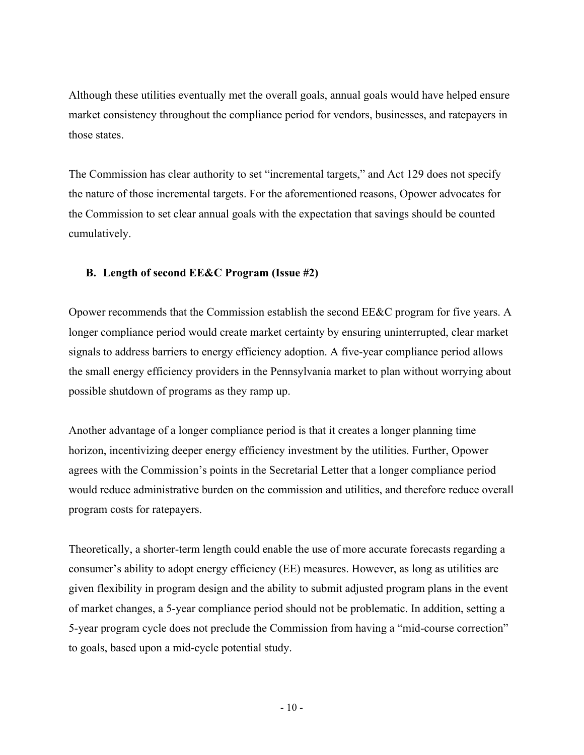Although these utilities eventually met the overall goals, annual goals would have helped ensure market consistency throughout the compliance period for vendors, businesses, and ratepayers in those states.

The Commission has clear authority to set "incremental targets," and Act 129 does not specify the nature of those incremental targets. For the aforementioned reasons, Opower advocates for the Commission to set clear annual goals with the expectation that savings should be counted cumulatively.

### B. Length of second EE&C Program (Issue #2)

Opower recommends that the Commission establish the second EE&C program for five years. A longer compliance period would create market certainty by ensuring uninterrupted, clear market signals to address barriers to energy efficiency adoption. A five-year compliance period allows the small energy efficiency providers in the Pennsylvania market to plan without worrying about possible shutdown of programs as they ramp up.

Another advantage of a longer compliance period is that it creates a longer planning time horizon, incentivizing deeper energy efficiency investment by the utilities. Further, Opower agrees with the Commission's points in the Secretarial Letter that a longer compliance period would reduce administrative burden on the commission and utilities, and therefore reduce overall program costs for ratepayers.

Theoretically, a shorter-term length could enable the use of more accurate forecasts regarding a consumer's ability to adopt energy efficiency (EE) measures. However, as long as utilities are given flexibility in program design and the ability to submit adjusted program plans in the event of market changes, a 5-year compliance period should not be problematic. In addition, setting a 5-year program cycle does not preclude the Commission from having a "mid-course correction" to goals, based upon a mid-cycle potential study.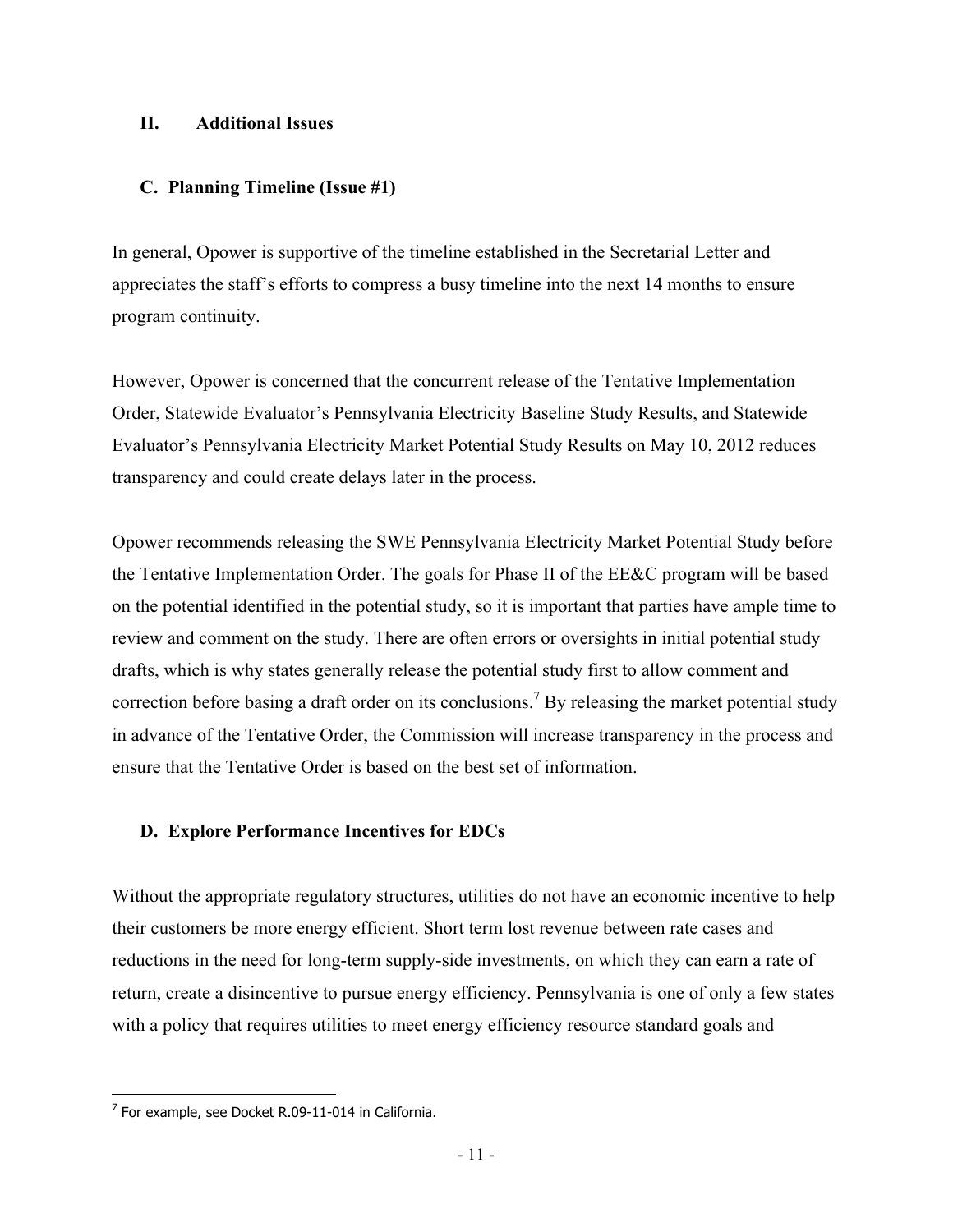## II. Additional Issues

### C. Planning Timeline (Issue #1)

In general, Opower is supportive of the timeline established in the Secretarial Letter and appreciates the staff's efforts to compress a busy timeline into the next 14 months to ensure program continuity.

However, Opower is concerned that the concurrent release of the Tentative Implementation Order, Statewide Evaluator's Pennsylvania Electricity Baseline Study Results, and Statewide Evaluator's Pennsylvania Electricity Market Potential Study Results on May 10, 2012 reduces transparency and could create delays later in the process.

Opower recommends releasing the SWE Pennsylvania Electricity Market Potential Study before the Tentative Implementation Order. The goals for Phase II of the EE&C program will be based on the potential identified in the potential study, so it is important that parties have ample time to review and comment on the study. There are often errors or oversights in initial potential study drafts, which is why states generally release the potential study first to allow comment and correction before basing a draft order on its conclusions.[7] By releasing the market potential study in advance of the Tentative Order, the Commission will increase transparency in the process and ensure that the Tentative Order is based on the best set of information.

### D. Explore Performance Incentives for EDCs

Without the appropriate regulatory structures, utilities do not have an economic incentive to help their customers be more energy efficient. Short term lost revenue between rate cases and reductions in the need for long-term supply-side investments, on which they can earn a rate of return, create a disincentive to pursue energy efficiency. Pennsylvania is one of only a few states with a policy that requires utilities to meet energy efficiency resource standard goals and

---

[7] For example, see Docket R.09-11-014 in California.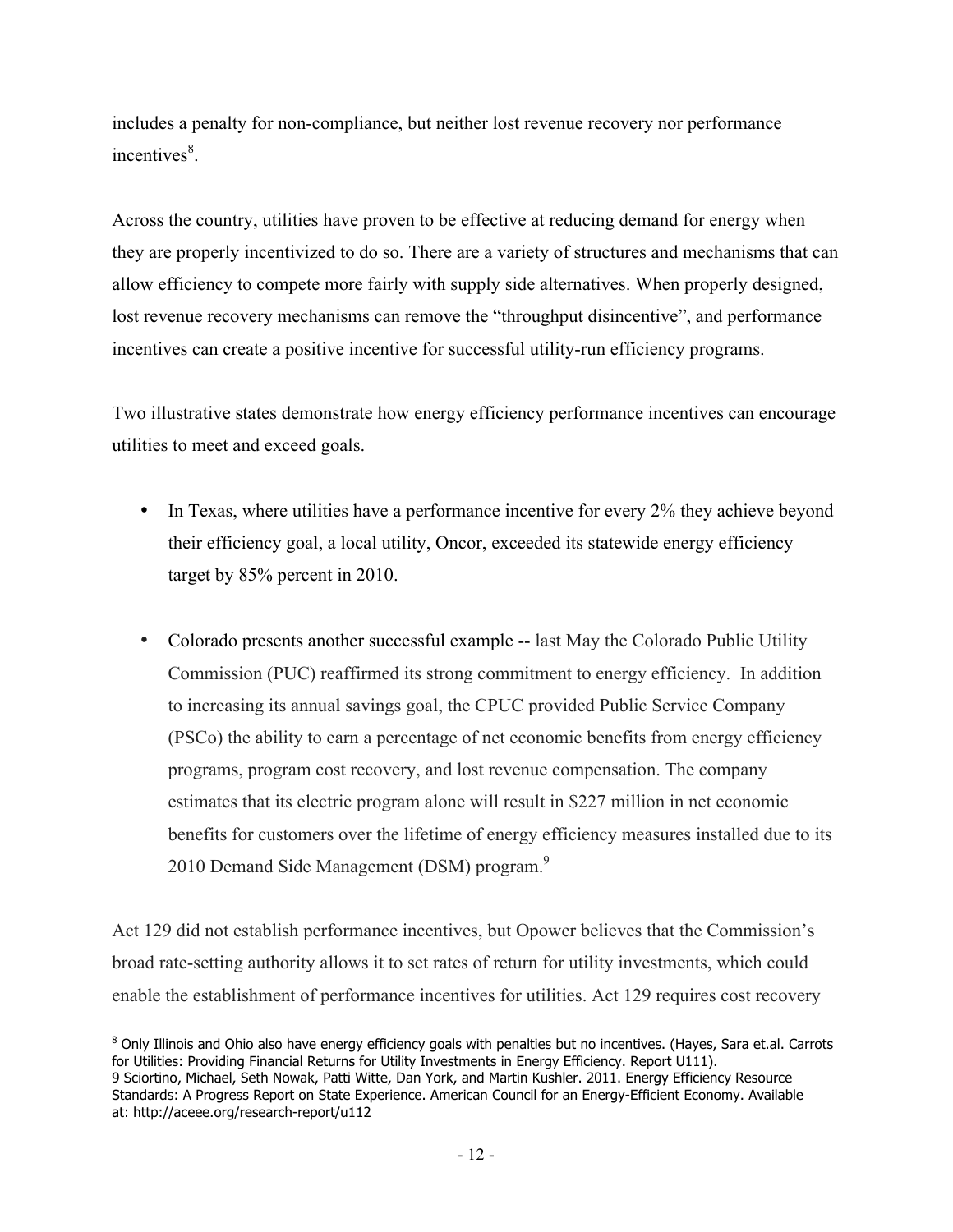includes a penalty for non-compliance, but neither lost revenue recovery nor performance incentives[8].

Across the country, utilities have proven to be effective at reducing demand for energy when they are properly incentivized to do so. There are a variety of structures and mechanisms that can allow efficiency to compete more fairly with supply side alternatives. When properly designed, lost revenue recovery mechanisms can remove the "throughput disincentive", and performance incentives can create a positive incentive for successful utility-run efficiency programs.

Two illustrative states demonstrate how energy efficiency performance incentives can encourage utilities to meet and exceed goals.

- In Texas, where utilities have a performance incentive for every 2% they achieve beyond their efficiency goal, a local utility, Oncor, exceeded its statewide energy efficiency target by 85% percent in 2010.
- Colorado presents another successful example -- last May the Colorado Public Utility Commission (PUC) reaffirmed its strong commitment to energy efficiency. In addition to increasing its annual savings goal, the CPUC provided Public Service Company (PSCo) the ability to earn a percentage of net economic benefits from energy efficiency programs, program cost recovery, and lost revenue compensation. The company estimates that its electric program alone will result in $227 million in net economic benefits for customers over the lifetime of energy efficiency measures installed due to its 2010 Demand Side Management (DSM) program.[9]

Act 129 did not establish performance incentives, but Opower believes that the Commission's broad rate-setting authority allows it to set rates of return for utility investments, which could enable the establishment of performance incentives for utilities. Act 129 requires cost recovery

---

[8] Only Illinois and Ohio also have energy efficiency goals with penalties but no incentives. (Hayes, Sara et.al. Carrots for Utilities: Providing Financial Returns for Utility Investments in Energy Efficiency. Report U111).

9 Sciortino, Michael, Seth Nowak, Patti Witte, Dan York, and Martin Kushler. 2011. Energy Efficiency Resource Standards: A Progress Report on State Experience. American Council for an Energy-Efficient Economy. Available at: http://aceee.org/research-report/u112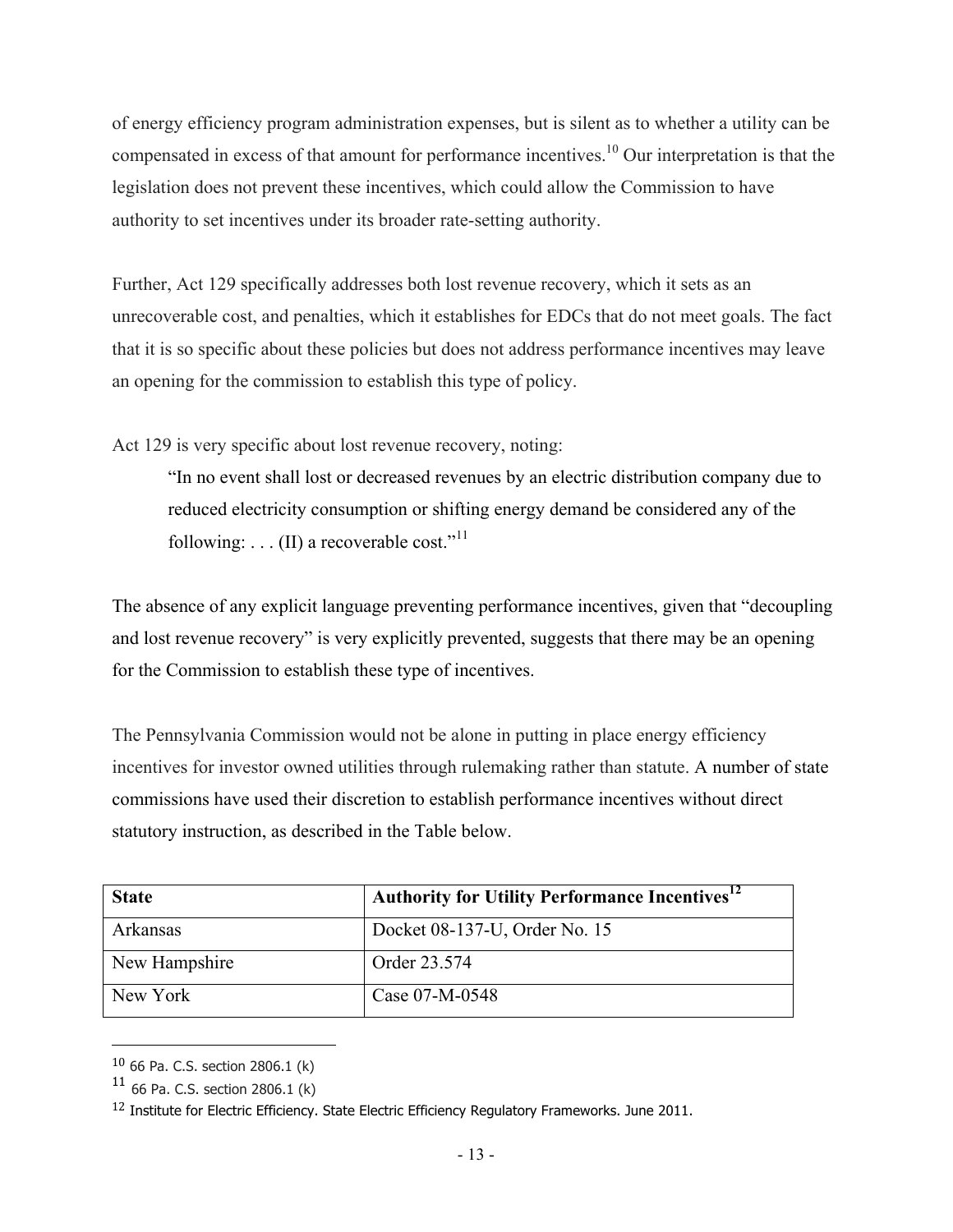of energy efficiency program administration expenses, but is silent as to whether a utility can be compensated in excess of that amount for performance incentives.[10] Our interpretation is that the legislation does not prevent these incentives, which could allow the Commission to have authority to set incentives under its broader rate-setting authority.

Further, Act 129 specifically addresses both lost revenue recovery, which it sets as an unrecoverable cost, and penalties, which it establishes for EDCs that do not meet goals. The fact that it is so specific about these policies but does not address performance incentives may leave an opening for the commission to establish this type of policy.

Act 129 is very specific about lost revenue recovery, noting:

> "In no event shall lost or decreased revenues by an electric distribution company due to reduced electricity consumption or shifting energy demand be considered any of the following: . . . (II) a recoverable cost."[11]

The absence of any explicit language preventing performance incentives, given that "decoupling and lost revenue recovery" is very explicitly prevented, suggests that there may be an opening for the Commission to establish these type of incentives.

The Pennsylvania Commission would not be alone in putting in place energy efficiency incentives for investor owned utilities through rulemaking rather than statute. A number of state commissions have used their discretion to establish performance incentives without direct statutory instruction, as described in the Table below.

| State | Authority for Utility Performance Incentives[12] |
|---|---|
| Arkansas | Docket 08-137-U, Order No. 15 |
| New Hampshire | Order 23.574 |
| New York | Case 07-M-0548 |

[10] 66 Pa. C.S. section 2806.1 (k)

[11] 66 Pa. C.S. section 2806.1 (k)

[12] Institute for Electric Efficiency. State Electric Efficiency Regulatory Frameworks. June 2011.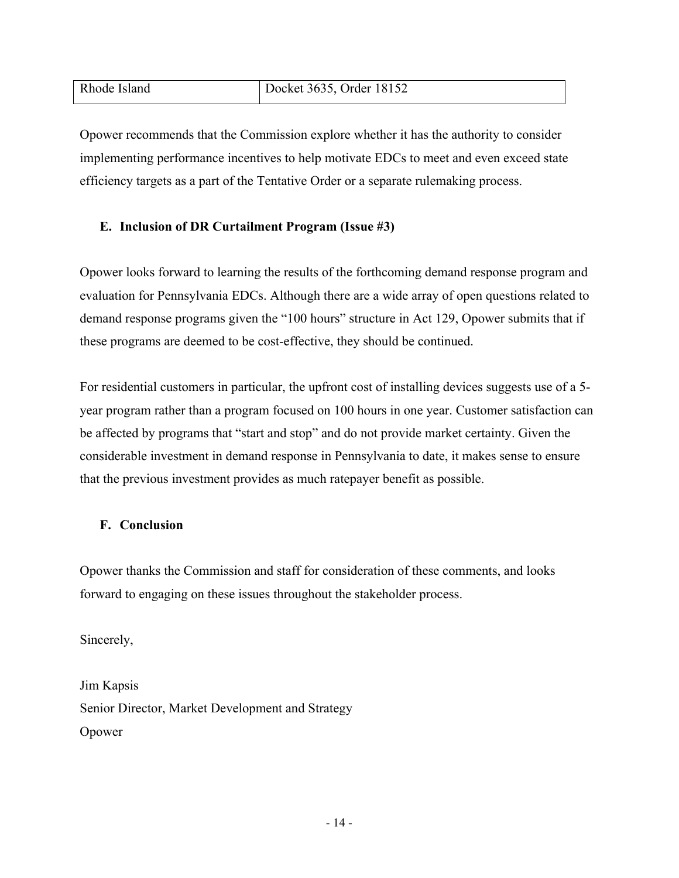| | |
|---|---|
| Rhode Island | Docket 3635, Order 18152 |

Opower recommends that the Commission explore whether it has the authority to consider implementing performance incentives to help motivate EDCs to meet and even exceed state efficiency targets as a part of the Tentative Order or a separate rulemaking process.

### E. Inclusion of DR Curtailment Program (Issue #3)

Opower looks forward to learning the results of the forthcoming demand response program and evaluation for Pennsylvania EDCs. Although there are a wide array of open questions related to demand response programs given the "100 hours" structure in Act 129, Opower submits that if these programs are deemed to be cost-effective, they should be continued.

For residential customers in particular, the upfront cost of installing devices suggests use of a 5-year program rather than a program focused on 100 hours in one year. Customer satisfaction can be affected by programs that "start and stop" and do not provide market certainty. Given the considerable investment in demand response in Pennsylvania to date, it makes sense to ensure that the previous investment provides as much ratepayer benefit as possible.

### F. Conclusion

Opower thanks the Commission and staff for consideration of these comments, and looks forward to engaging on these issues throughout the stakeholder process.

Sincerely,

Jim Kapsis
Senior Director, Market Development and Strategy
Opower